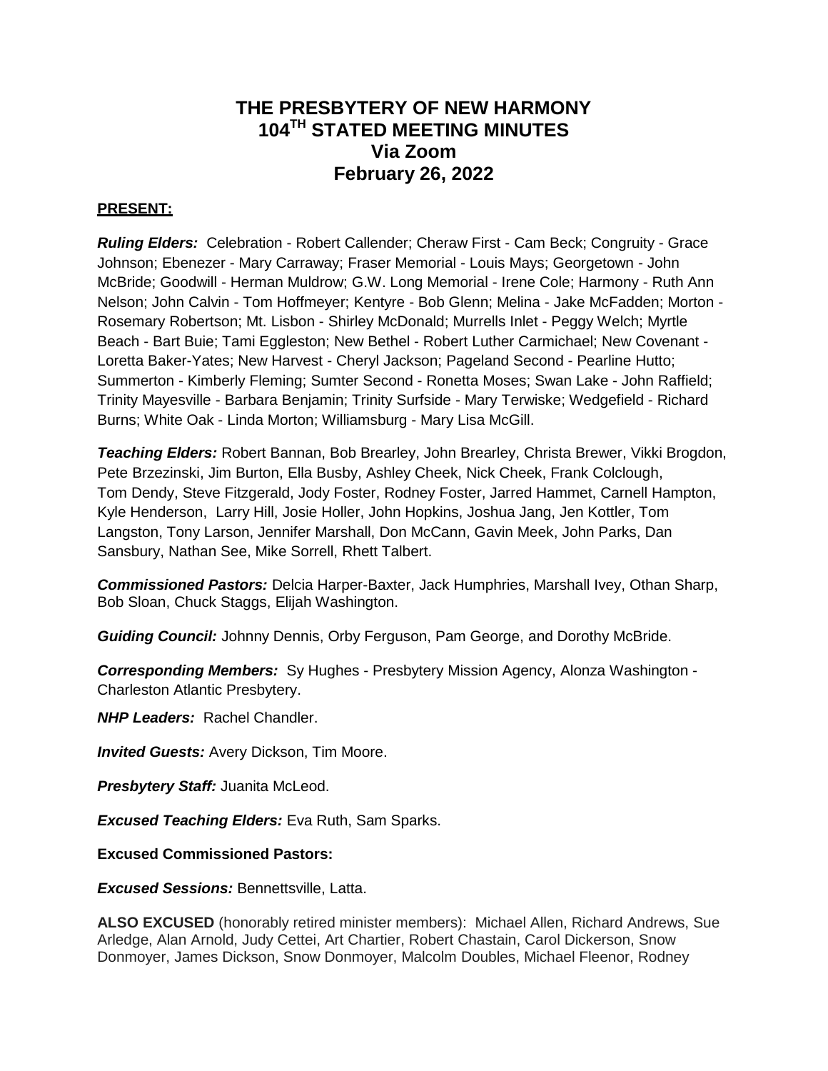# THE PRESBYTERY OF NEW HARMONY
# 104TH STATED MEETING MINUTES
# Via Zoom
# February 26, 2022

**PRESENT:**

***Ruling Elders:*** Celebration - Robert Callender; Cheraw First - Cam Beck; Congruity - Grace Johnson; Ebenezer - Mary Carraway; Fraser Memorial - Louis Mays; Georgetown - John McBride; Goodwill - Herman Muldrow; G.W. Long Memorial - Irene Cole; Harmony - Ruth Ann Nelson; John Calvin - Tom Hoffmeyer; Kentyre - Bob Glenn; Melina - Jake McFadden; Morton - Rosemary Robertson; Mt. Lisbon - Shirley McDonald; Murrells Inlet - Peggy Welch; Myrtle Beach - Bart Buie; Tami Eggleston; New Bethel - Robert Luther Carmichael; New Covenant - Loretta Baker-Yates; New Harvest - Cheryl Jackson; Pageland Second - Pearline Hutto; Summerton - Kimberly Fleming; Sumter Second - Ronetta Moses; Swan Lake - John Raffield; Trinity Mayesville - Barbara Benjamin; Trinity Surfside - Mary Terwiske; Wedgefield - Richard Burns; White Oak - Linda Morton; Williamsburg - Mary Lisa McGill.

***Teaching Elders:*** Robert Bannan, Bob Brearley, John Brearley, Christa Brewer, Vikki Brogdon, Pete Brzezinski, Jim Burton, Ella Busby, Ashley Cheek, Nick Cheek, Frank Colclough, Tom Dendy, Steve Fitzgerald, Jody Foster, Rodney Foster, Jarred Hammet, Carnell Hampton, Kyle Henderson, Larry Hill, Josie Holler, John Hopkins, Joshua Jang, Jen Kottler, Tom Langston, Tony Larson, Jennifer Marshall, Don McCann, Gavin Meek, John Parks, Dan Sansbury, Nathan See, Mike Sorrell, Rhett Talbert.

***Commissioned Pastors:*** Delcia Harper-Baxter, Jack Humphries, Marshall Ivey, Othan Sharp, Bob Sloan, Chuck Staggs, Elijah Washington.

***Guiding Council:*** Johnny Dennis, Orby Ferguson, Pam George, and Dorothy McBride.

***Corresponding Members:*** Sy Hughes - Presbytery Mission Agency, Alonza Washington - Charleston Atlantic Presbytery.

***NHP Leaders:*** Rachel Chandler.

***Invited Guests:*** Avery Dickson, Tim Moore.

***Presbytery Staff:*** Juanita McLeod.

***Excused Teaching Elders:*** Eva Ruth, Sam Sparks.

**Excused Commissioned Pastors:**

***Excused Sessions:*** Bennettsville, Latta.

**ALSO EXCUSED** (honorably retired minister members): Michael Allen, Richard Andrews, Sue Arledge, Alan Arnold, Judy Cettei, Art Chartier, Robert Chastain, Carol Dickerson, Snow Donmoyer, James Dickson, Snow Donmoyer, Malcolm Doubles, Michael Fleenor, Rodney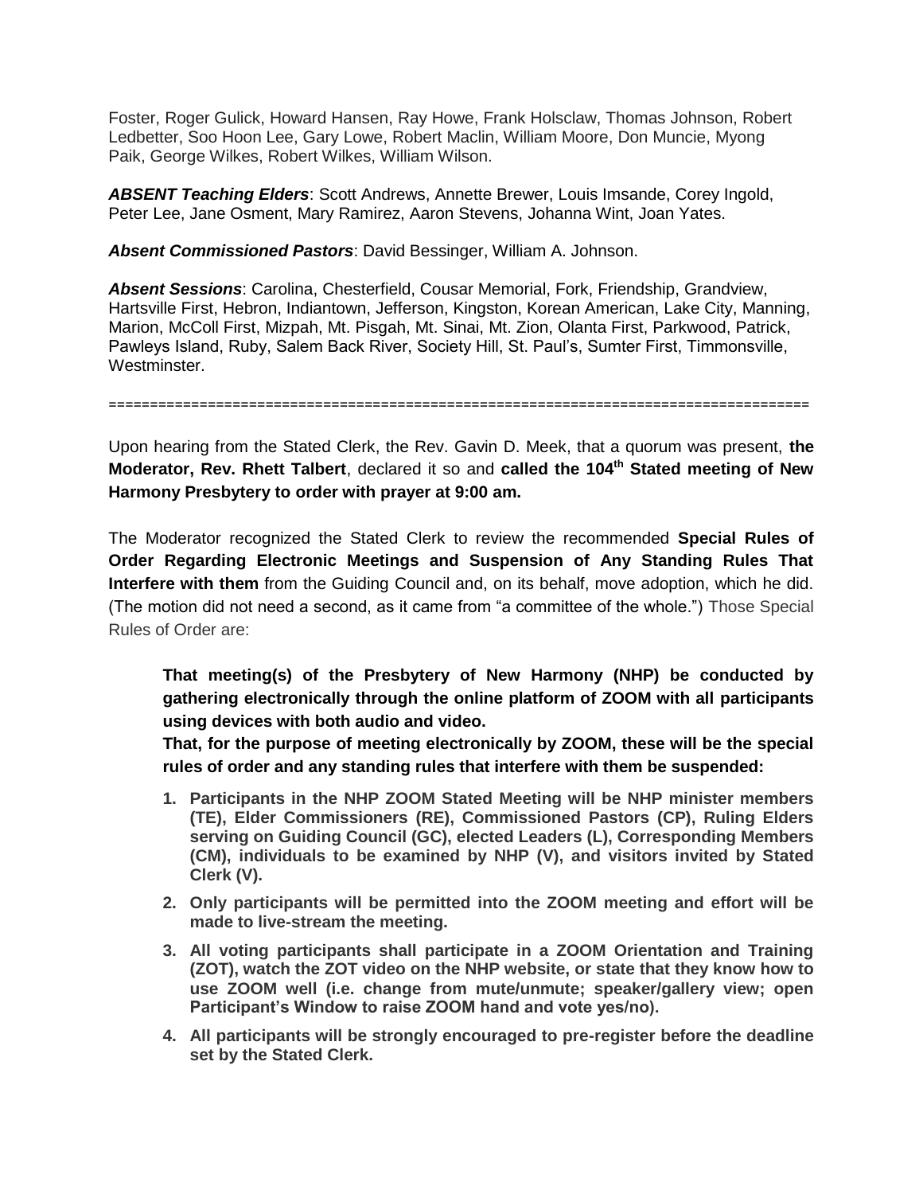Foster, Roger Gulick, Howard Hansen, Ray Howe, Frank Holsclaw, Thomas Johnson, Robert Ledbetter, Soo Hoon Lee, Gary Lowe, Robert Maclin, William Moore, Don Muncie, Myong Paik, George Wilkes, Robert Wilkes, William Wilson.

***ABSENT Teaching Elders***: Scott Andrews, Annette Brewer, Louis Imsande, Corey Ingold, Peter Lee, Jane Osment, Mary Ramirez, Aaron Stevens, Johanna Wint, Joan Yates.

***Absent Commissioned Pastors***: David Bessinger, William A. Johnson.

***Absent Sessions***: Carolina, Chesterfield, Cousar Memorial, Fork, Friendship, Grandview, Hartsville First, Hebron, Indiantown, Jefferson, Kingston, Korean American, Lake City, Manning, Marion, McColl First, Mizpah, Mt. Pisgah, Mt. Sinai, Mt. Zion, Olanta First, Parkwood, Patrick, Pawleys Island, Ruby, Salem Back River, Society Hill, St. Paul's, Sumter First, Timmonsville, Westminster.

==================================================================================

Upon hearing from the Stated Clerk, the Rev. Gavin D. Meek, that a quorum was present, **the Moderator, Rev. Rhett Talbert**, declared it so and **called the 104th Stated meeting of New Harmony Presbytery to order with prayer at 9:00 am.**

The Moderator recognized the Stated Clerk to review the recommended **Special Rules of Order Regarding Electronic Meetings and Suspension of Any Standing Rules That Interfere with them** from the Guiding Council and, on its behalf, move adoption, which he did. (The motion did not need a second, as it came from "a committee of the whole.") Those Special Rules of Order are:

> **That meeting(s) of the Presbytery of New Harmony (NHP) be conducted by gathering electronically through the online platform of ZOOM with all participants using devices with both audio and video.**
>
> **That, for the purpose of meeting electronically by ZOOM, these will be the special rules of order and any standing rules that interfere with them be suspended:**
>
> 1. **Participants in the NHP ZOOM Stated Meeting will be NHP minister members (TE), Elder Commissioners (RE), Commissioned Pastors (CP), Ruling Elders serving on Guiding Council (GC), elected Leaders (L), Corresponding Members (CM), individuals to be examined by NHP (V), and visitors invited by Stated Clerk (V).**
> 2. **Only participants will be permitted into the ZOOM meeting and effort will be made to live-stream the meeting.**
> 3. **All voting participants shall participate in a ZOOM Orientation and Training (ZOT), watch the ZOT video on the NHP website, or state that they know how to use ZOOM well (i.e. change from mute/unmute; speaker/gallery view; open Participant's Window to raise ZOOM hand and vote yes/no).**
> 4. **All participants will be strongly encouraged to pre-register before the deadline set by the Stated Clerk.**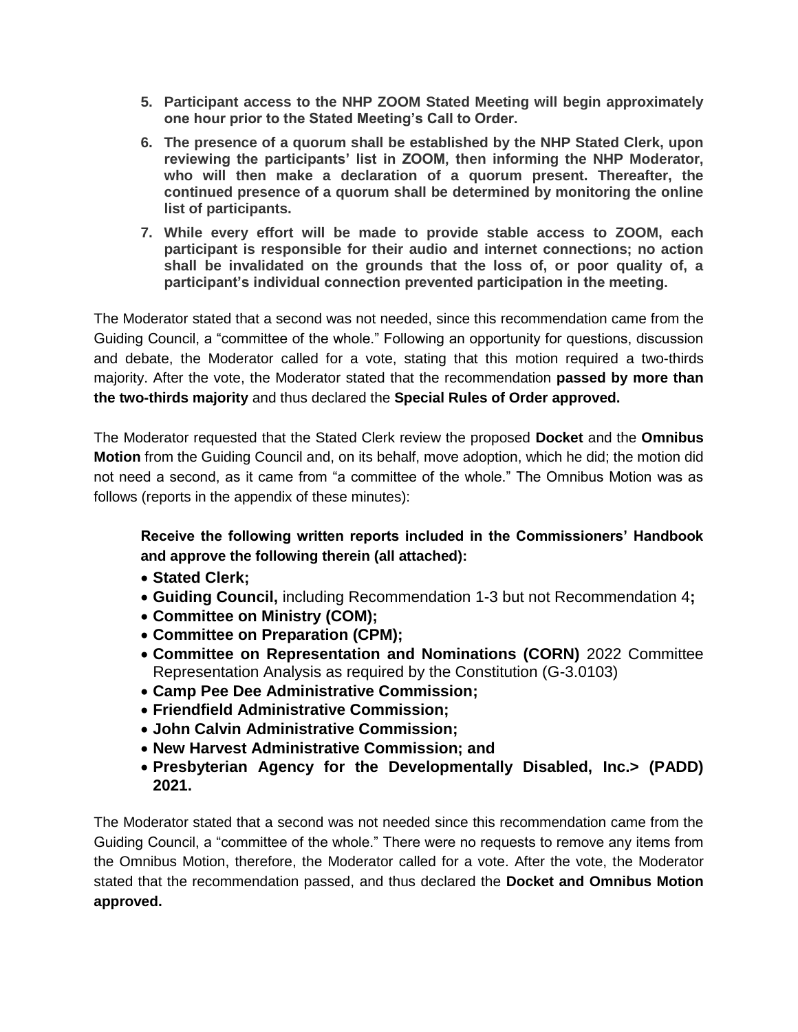5. **Participant access to the NHP ZOOM Stated Meeting will begin approximately one hour prior to the Stated Meeting's Call to Order.**
6. **The presence of a quorum shall be established by the NHP Stated Clerk, upon reviewing the participants' list in ZOOM, then informing the NHP Moderator, who will then make a declaration of a quorum present. Thereafter, the continued presence of a quorum shall be determined by monitoring the online list of participants.**
7. **While every effort will be made to provide stable access to ZOOM, each participant is responsible for their audio and internet connections; no action shall be invalidated on the grounds that the loss of, or poor quality of, a participant's individual connection prevented participation in the meeting.**

The Moderator stated that a second was not needed, since this recommendation came from the Guiding Council, a "committee of the whole." Following an opportunity for questions, discussion and debate, the Moderator called for a vote, stating that this motion required a two-thirds majority. After the vote, the Moderator stated that the recommendation **passed by more than the two-thirds majority** and thus declared the **Special Rules of Order approved.**

The Moderator requested that the Stated Clerk review the proposed **Docket** and the **Omnibus Motion** from the Guiding Council and, on its behalf, move adoption, which he did; the motion did not need a second, as it came from "a committee of the whole." The Omnibus Motion was as follows (reports in the appendix of these minutes):

> **Receive the following written reports included in the Commissioners' Handbook and approve the following therein (all attached):**
>
> - **Stated Clerk;**
> - **Guiding Council,** including Recommendation 1-3 but not Recommendation 4**;**
> - **Committee on Ministry (COM);**
> - **Committee on Preparation (CPM);**
> - **Committee on Representation and Nominations (CORN)** 2022 Committee Representation Analysis as required by the Constitution (G-3.0103)
> - **Camp Pee Dee Administrative Commission;**
> - **Friendfield Administrative Commission;**
> - **John Calvin Administrative Commission;**
> - **New Harvest Administrative Commission; and**
> - **Presbyterian Agency for the Developmentally Disabled, Inc.> (PADD) 2021.**

The Moderator stated that a second was not needed since this recommendation came from the Guiding Council, a "committee of the whole." There were no requests to remove any items from the Omnibus Motion, therefore, the Moderator called for a vote. After the vote, the Moderator stated that the recommendation passed, and thus declared the **Docket and Omnibus Motion approved.**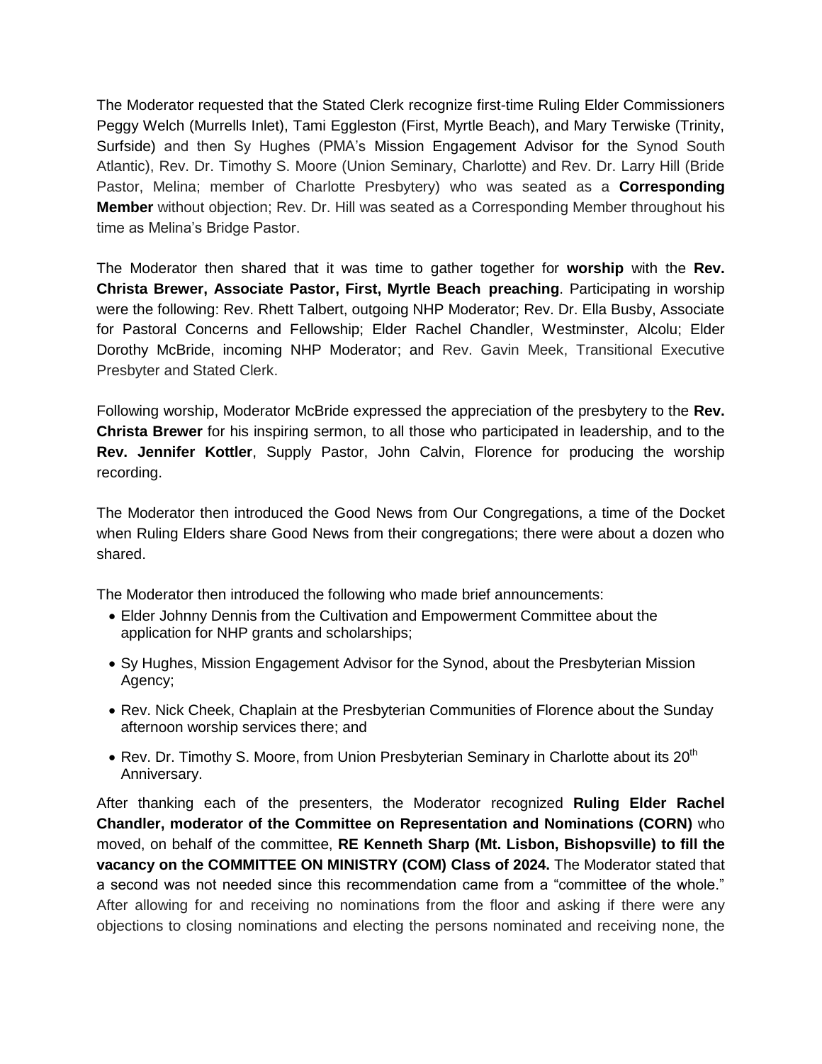The Moderator requested that the Stated Clerk recognize first-time Ruling Elder Commissioners Peggy Welch (Murrells Inlet), Tami Eggleston (First, Myrtle Beach), and Mary Terwiske (Trinity, Surfside) and then Sy Hughes (PMA's Mission Engagement Advisor for the Synod South Atlantic), Rev. Dr. Timothy S. Moore (Union Seminary, Charlotte) and Rev. Dr. Larry Hill (Bride Pastor, Melina; member of Charlotte Presbytery) who was seated as a **Corresponding Member** without objection; Rev. Dr. Hill was seated as a Corresponding Member throughout his time as Melina's Bridge Pastor.

The Moderator then shared that it was time to gather together for **worship** with the **Rev. Christa Brewer, Associate Pastor, First, Myrtle Beach preaching**. Participating in worship were the following: Rev. Rhett Talbert, outgoing NHP Moderator; Rev. Dr. Ella Busby, Associate for Pastoral Concerns and Fellowship; Elder Rachel Chandler, Westminster, Alcolu; Elder Dorothy McBride, incoming NHP Moderator; and Rev. Gavin Meek, Transitional Executive Presbyter and Stated Clerk.

Following worship, Moderator McBride expressed the appreciation of the presbytery to the **Rev. Christa Brewer** for his inspiring sermon, to all those who participated in leadership, and to the **Rev. Jennifer Kottler**, Supply Pastor, John Calvin, Florence for producing the worship recording.

The Moderator then introduced the Good News from Our Congregations, a time of the Docket when Ruling Elders share Good News from their congregations; there were about a dozen who shared.

The Moderator then introduced the following who made brief announcements:

- Elder Johnny Dennis from the Cultivation and Empowerment Committee about the application for NHP grants and scholarships;
- Sy Hughes, Mission Engagement Advisor for the Synod, about the Presbyterian Mission Agency;
- Rev. Nick Cheek, Chaplain at the Presbyterian Communities of Florence about the Sunday afternoon worship services there; and
- Rev. Dr. Timothy S. Moore, from Union Presbyterian Seminary in Charlotte about its 20th Anniversary.

After thanking each of the presenters, the Moderator recognized **Ruling Elder Rachel Chandler, moderator of the Committee on Representation and Nominations (CORN)** who moved, on behalf of the committee, **RE Kenneth Sharp (Mt. Lisbon, Bishopsville) to fill the vacancy on the COMMITTEE ON MINISTRY (COM) Class of 2024.** The Moderator stated that a second was not needed since this recommendation came from a "committee of the whole." After allowing for and receiving no nominations from the floor and asking if there were any objections to closing nominations and electing the persons nominated and receiving none, the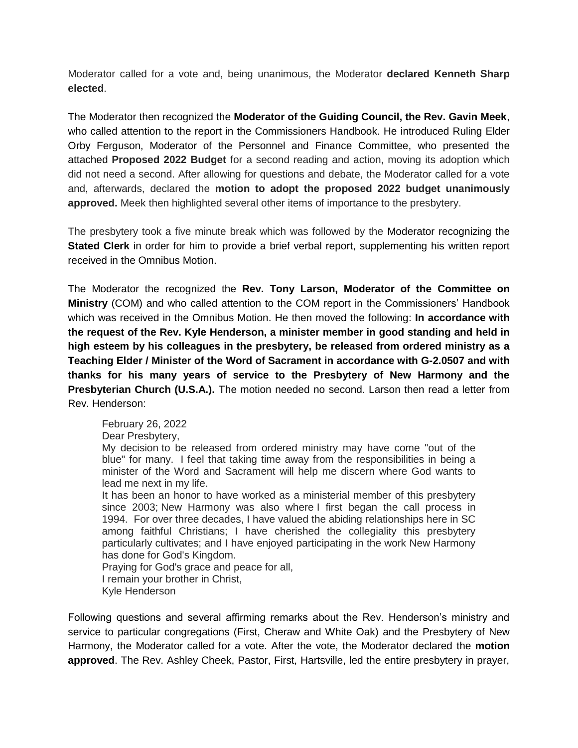Moderator called for a vote and, being unanimous, the Moderator **declared Kenneth Sharp elected**.

The Moderator then recognized the **Moderator of the Guiding Council, the Rev. Gavin Meek**, who called attention to the report in the Commissioners Handbook. He introduced Ruling Elder Orby Ferguson, Moderator of the Personnel and Finance Committee, who presented the attached **Proposed 2022 Budget** for a second reading and action, moving its adoption which did not need a second. After allowing for questions and debate, the Moderator called for a vote and, afterwards, declared the **motion to adopt the proposed 2022 budget unanimously approved.** Meek then highlighted several other items of importance to the presbytery.

The presbytery took a five minute break which was followed by the Moderator recognizing the **Stated Clerk** in order for him to provide a brief verbal report, supplementing his written report received in the Omnibus Motion.

The Moderator the recognized the **Rev. Tony Larson, Moderator of the Committee on Ministry** (COM) and who called attention to the COM report in the Commissioners' Handbook which was received in the Omnibus Motion. He then moved the following: **In accordance with the request of the Rev. Kyle Henderson, a minister member in good standing and held in high esteem by his colleagues in the presbytery, be released from ordered ministry as a Teaching Elder / Minister of the Word of Sacrament in accordance with G-2.0507 and with thanks for his many years of service to the Presbytery of New Harmony and the Presbyterian Church (U.S.A.).** The motion needed no second. Larson then read a letter from Rev. Henderson:

> February 26, 2022
> Dear Presbytery,
> My decision to be released from ordered ministry may have come "out of the blue" for many. I feel that taking time away from the responsibilities in being a minister of the Word and Sacrament will help me discern where God wants to lead me next in my life.
> It has been an honor to have worked as a ministerial member of this presbytery since 2003; New Harmony was also where I first began the call process in 1994. For over three decades, I have valued the abiding relationships here in SC among faithful Christians; I have cherished the collegiality this presbytery particularly cultivates; and I have enjoyed participating in the work New Harmony has done for God's Kingdom.
> Praying for God's grace and peace for all,
> I remain your brother in Christ,
> Kyle Henderson

Following questions and several affirming remarks about the Rev. Henderson's ministry and service to particular congregations (First, Cheraw and White Oak) and the Presbytery of New Harmony, the Moderator called for a vote. After the vote, the Moderator declared the **motion approved**. The Rev. Ashley Cheek, Pastor, First, Hartsville, led the entire presbytery in prayer,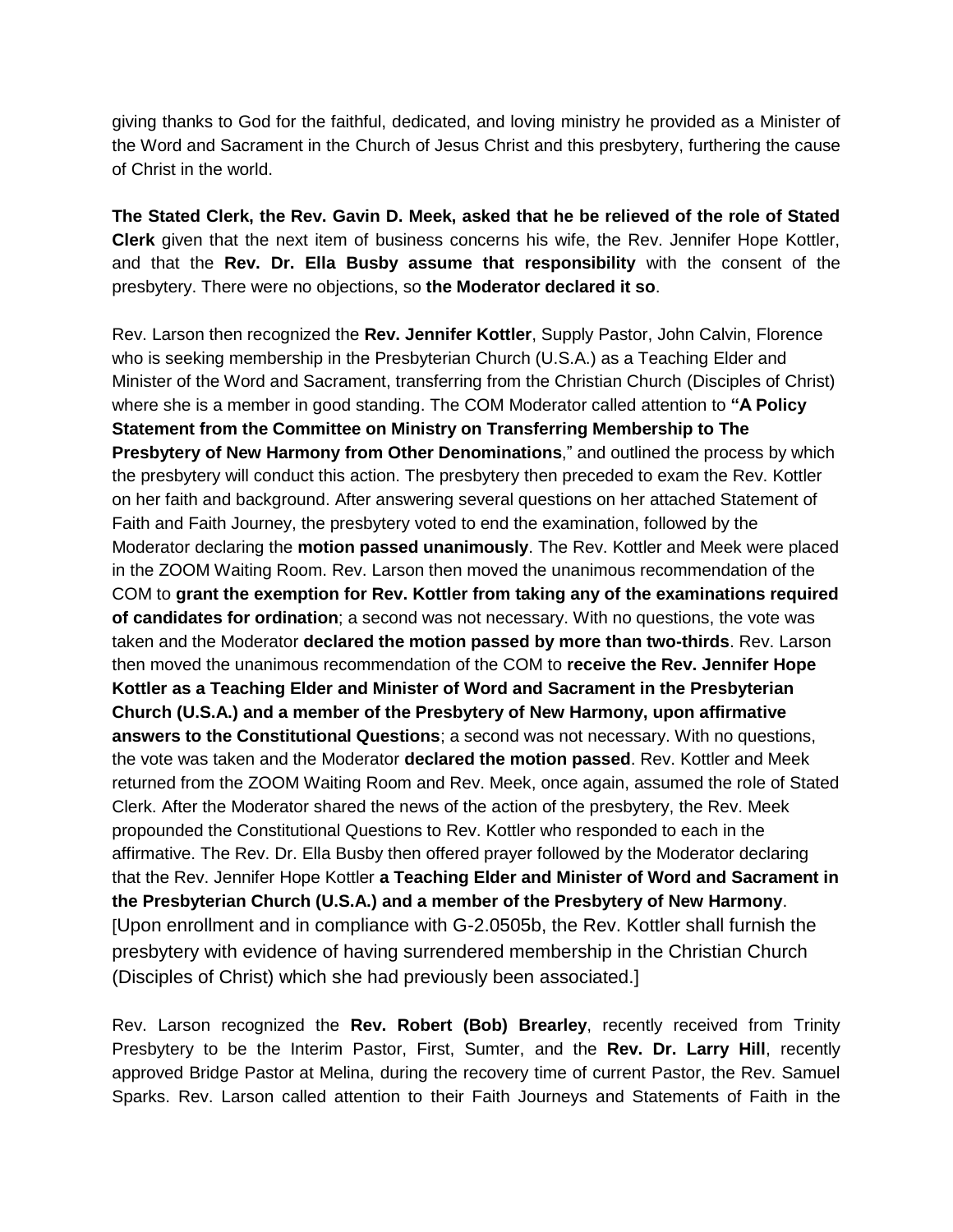giving thanks to God for the faithful, dedicated, and loving ministry he provided as a Minister of the Word and Sacrament in the Church of Jesus Christ and this presbytery, furthering the cause of Christ in the world.

**The Stated Clerk, the Rev. Gavin D. Meek, asked that he be relieved of the role of Stated Clerk** given that the next item of business concerns his wife, the Rev. Jennifer Hope Kottler, and that the **Rev. Dr. Ella Busby assume that responsibility** with the consent of the presbytery. There were no objections, so **the Moderator declared it so**.

Rev. Larson then recognized the **Rev. Jennifer Kottler**, Supply Pastor, John Calvin, Florence who is seeking membership in the Presbyterian Church (U.S.A.) as a Teaching Elder and Minister of the Word and Sacrament, transferring from the Christian Church (Disciples of Christ) where she is a member in good standing. The COM Moderator called attention to **"A Policy Statement from the Committee on Ministry on Transferring Membership to The Presbytery of New Harmony from Other Denominations**," and outlined the process by which the presbytery will conduct this action. The presbytery then preceded to exam the Rev. Kottler on her faith and background. After answering several questions on her attached Statement of Faith and Faith Journey, the presbytery voted to end the examination, followed by the Moderator declaring the **motion passed unanimously**. The Rev. Kottler and Meek were placed in the ZOOM Waiting Room. Rev. Larson then moved the unanimous recommendation of the COM to **grant the exemption for Rev. Kottler from taking any of the examinations required of candidates for ordination**; a second was not necessary. With no questions, the vote was taken and the Moderator **declared the motion passed by more than two-thirds**. Rev. Larson then moved the unanimous recommendation of the COM to **receive the Rev. Jennifer Hope Kottler as a Teaching Elder and Minister of Word and Sacrament in the Presbyterian Church (U.S.A.) and a member of the Presbytery of New Harmony, upon affirmative answers to the Constitutional Questions**; a second was not necessary. With no questions, the vote was taken and the Moderator **declared the motion passed**. Rev. Kottler and Meek returned from the ZOOM Waiting Room and Rev. Meek, once again, assumed the role of Stated Clerk. After the Moderator shared the news of the action of the presbytery, the Rev. Meek propounded the Constitutional Questions to Rev. Kottler who responded to each in the affirmative. The Rev. Dr. Ella Busby then offered prayer followed by the Moderator declaring that the Rev. Jennifer Hope Kottler **a Teaching Elder and Minister of Word and Sacrament in the Presbyterian Church (U.S.A.) and a member of the Presbytery of New Harmony**. [Upon enrollment and in compliance with G-2.0505b, the Rev. Kottler shall furnish the presbytery with evidence of having surrendered membership in the Christian Church (Disciples of Christ) which she had previously been associated.]

Rev. Larson recognized the **Rev. Robert (Bob) Brearley**, recently received from Trinity Presbytery to be the Interim Pastor, First, Sumter, and the **Rev. Dr. Larry Hill**, recently approved Bridge Pastor at Melina, during the recovery time of current Pastor, the Rev. Samuel Sparks. Rev. Larson called attention to their Faith Journeys and Statements of Faith in the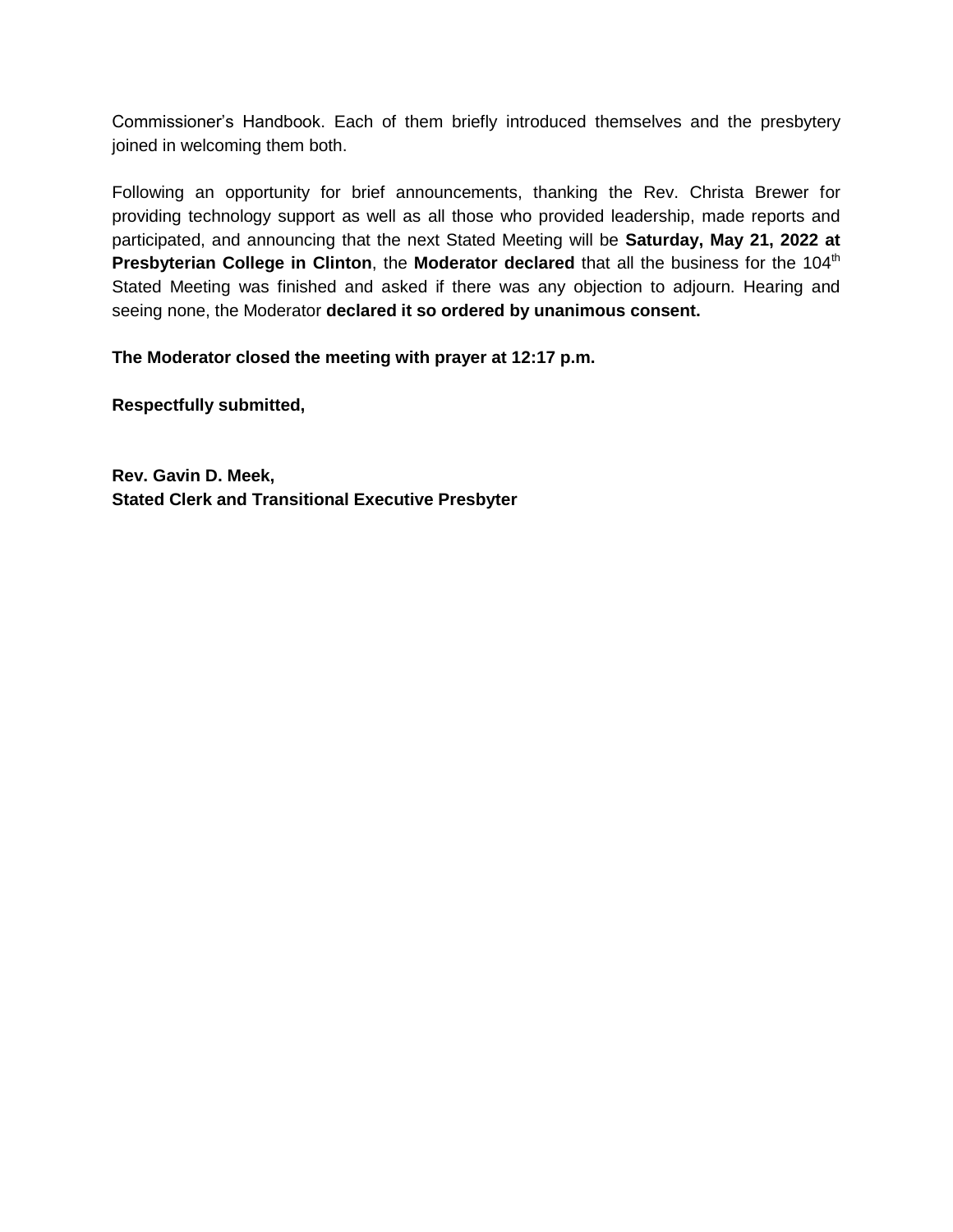Commissioner's Handbook. Each of them briefly introduced themselves and the presbytery joined in welcoming them both.

Following an opportunity for brief announcements, thanking the Rev. Christa Brewer for providing technology support as well as all those who provided leadership, made reports and participated, and announcing that the next Stated Meeting will be **Saturday, May 21, 2022 at Presbyterian College in Clinton**, the **Moderator declared** that all the business for the 104th Stated Meeting was finished and asked if there was any objection to adjourn. Hearing and seeing none, the Moderator **declared it so ordered by unanimous consent.**

**The Moderator closed the meeting with prayer at 12:17 p.m.**

**Respectfully submitted,**

**Rev. Gavin D. Meek,**
**Stated Clerk and Transitional Executive Presbyter**